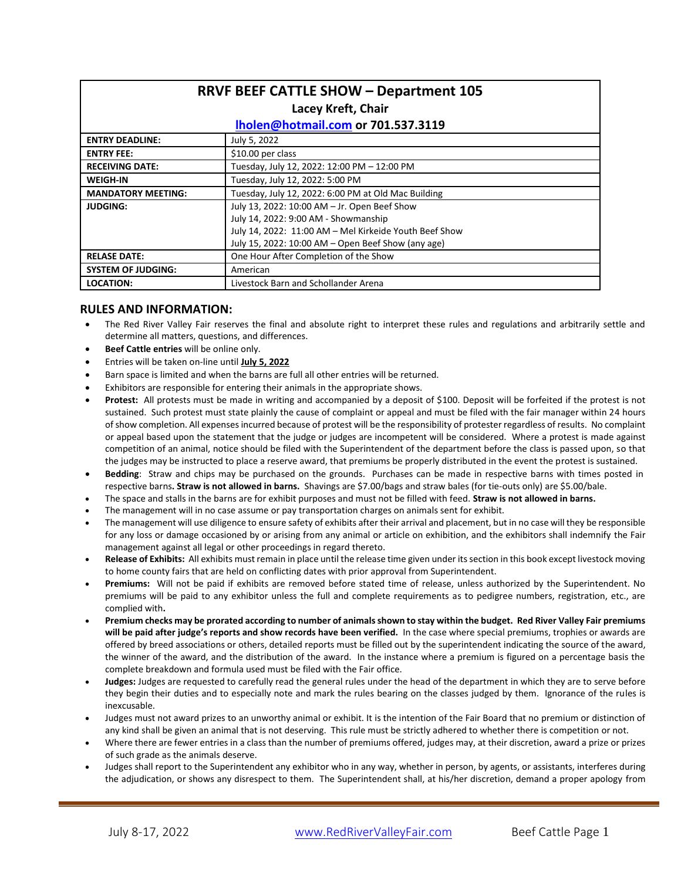| RRVF BEEF CATTLE SHOW – Department 105<br>Lacey Kreft, Chair<br>lholen@hotmail.com or 701.537.3119 | |
|---|---|
| **ENTRY DEADLINE:** | July 5, 2022 |
| **ENTRY FEE:** | $10.00 per class |
| **RECEIVING DATE:** | Tuesday, July 12, 2022: 12:00 PM – 12:00 PM |
| **WEIGH-IN** | Tuesday, July 12, 2022: 5:00 PM |
| **MANDATORY MEETING:** | Tuesday, July 12, 2022: 6:00 PM at Old Mac Building |
| **JUDGING:** | July 13, 2022: 10:00 AM – Jr. Open Beef Show<br>July 14, 2022: 9:00 AM - Showmanship<br>July 14, 2022: 11:00 AM – Mel Kirkeide Youth Beef Show<br>July 15, 2022: 10:00 AM – Open Beef Show (any age) |
| **RELASE DATE:** | One Hour After Completion of the Show |
| **SYSTEM OF JUDGING:** | American |
| **LOCATION:** | Livestock Barn and Schollander Arena |

## RULES AND INFORMATION:

- The Red River Valley Fair reserves the final and absolute right to interpret these rules and regulations and arbitrarily settle and determine all matters, questions, and differences.
- **Beef Cattle entries** will be online only.
- Entries will be taken on-line until **July 5, 2022**
- Barn space is limited and when the barns are full all other entries will be returned.
- Exhibitors are responsible for entering their animals in the appropriate shows.
- **Protest:** All protests must be made in writing and accompanied by a deposit of $100. Deposit will be forfeited if the protest is not sustained. Such protest must state plainly the cause of complaint or appeal and must be filed with the fair manager within 24 hours of show completion. All expenses incurred because of protest will be the responsibility of protester regardless of results. No complaint or appeal based upon the statement that the judge or judges are incompetent will be considered. Where a protest is made against competition of an animal, notice should be filed with the Superintendent of the department before the class is passed upon, so that the judges may be instructed to place a reserve award, that premiums be properly distributed in the event the protest is sustained.
- **Bedding**: Straw and chips may be purchased on the grounds. Purchases can be made in respective barns with times posted in respective barns**. Straw is not allowed in barns.** Shavings are $7.00/bags and straw bales (for tie-outs only) are $5.00/bale.
- The space and stalls in the barns are for exhibit purposes and must not be filled with feed. **Straw is not allowed in barns.**
- The management will in no case assume or pay transportation charges on animals sent for exhibit.
- The management will use diligence to ensure safety of exhibits after their arrival and placement, but in no case will they be responsible for any loss or damage occasioned by or arising from any animal or article on exhibition, and the exhibitors shall indemnify the Fair management against all legal or other proceedings in regard thereto.
- **Release of Exhibits:** All exhibits must remain in place until the release time given under its section in this book except livestock moving to home county fairs that are held on conflicting dates with prior approval from Superintendent.
- **Premiums:** Will not be paid if exhibits are removed before stated time of release, unless authorized by the Superintendent. No premiums will be paid to any exhibitor unless the full and complete requirements as to pedigree numbers, registration, etc., are complied with**.**
- **Premium checks may be prorated according to number of animals shown to stay within the budget. Red River Valley Fair premiums will be paid after judge's reports and show records have been verified.** In the case where special premiums, trophies or awards are offered by breed associations or others, detailed reports must be filled out by the superintendent indicating the source of the award, the winner of the award, and the distribution of the award. In the instance where a premium is figured on a percentage basis the complete breakdown and formula used must be filed with the Fair office.
- **Judges:** Judges are requested to carefully read the general rules under the head of the department in which they are to serve before they begin their duties and to especially note and mark the rules bearing on the classes judged by them. Ignorance of the rules is inexcusable.
- Judges must not award prizes to an unworthy animal or exhibit. It is the intention of the Fair Board that no premium or distinction of any kind shall be given an animal that is not deserving. This rule must be strictly adhered to whether there is competition or not.
- Where there are fewer entries in a class than the number of premiums offered, judges may, at their discretion, award a prize or prizes of such grade as the animals deserve.
- Judges shall report to the Superintendent any exhibitor who in any way, whether in person, by agents, or assistants, interferes during the adjudication, or shows any disrespect to them. The Superintendent shall, at his/her discretion, demand a proper apology from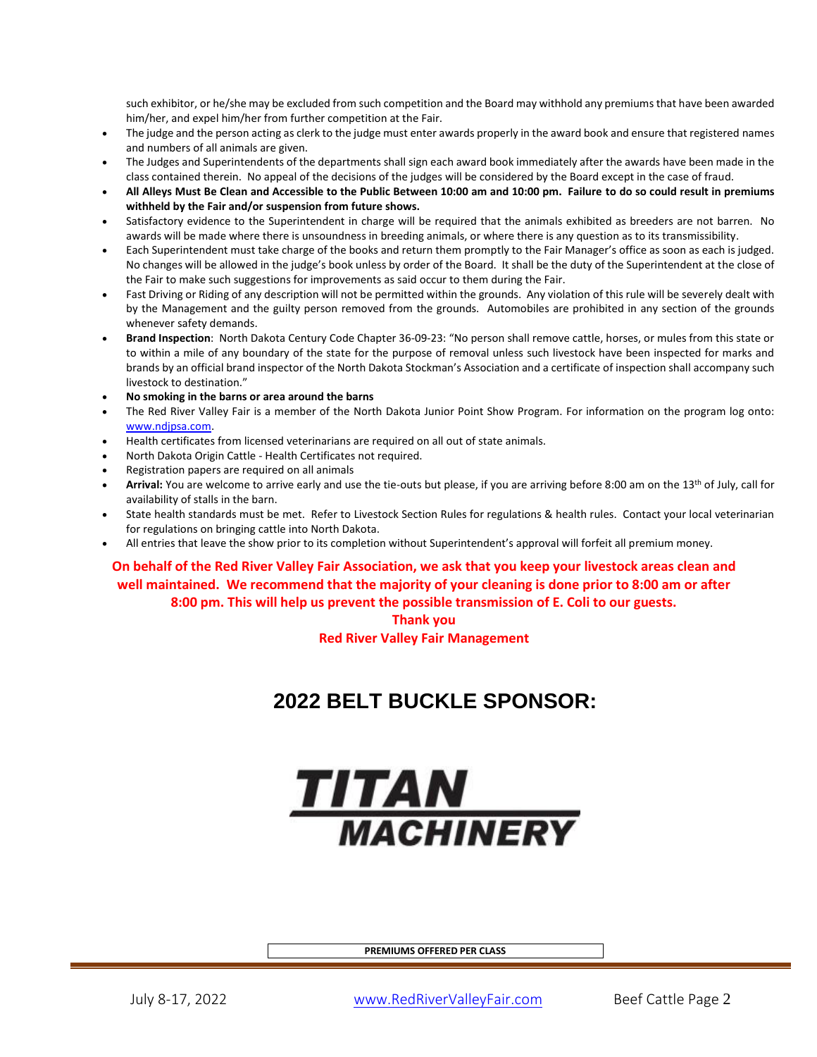such exhibitor, or he/she may be excluded from such competition and the Board may withhold any premiums that have been awarded him/her, and expel him/her from further competition at the Fair.

- The judge and the person acting as clerk to the judge must enter awards properly in the award book and ensure that registered names and numbers of all animals are given.
- The Judges and Superintendents of the departments shall sign each award book immediately after the awards have been made in the class contained therein. No appeal of the decisions of the judges will be considered by the Board except in the case of fraud.
- **All Alleys Must Be Clean and Accessible to the Public Between 10:00 am and 10:00 pm. Failure to do so could result in premiums withheld by the Fair and/or suspension from future shows.**
- Satisfactory evidence to the Superintendent in charge will be required that the animals exhibited as breeders are not barren. No awards will be made where there is unsoundness in breeding animals, or where there is any question as to its transmissibility.
- Each Superintendent must take charge of the books and return them promptly to the Fair Manager's office as soon as each is judged. No changes will be allowed in the judge's book unless by order of the Board. It shall be the duty of the Superintendent at the close of the Fair to make such suggestions for improvements as said occur to them during the Fair.
- Fast Driving or Riding of any description will not be permitted within the grounds. Any violation of this rule will be severely dealt with by the Management and the guilty person removed from the grounds. Automobiles are prohibited in any section of the grounds whenever safety demands.
- **Brand Inspection**: North Dakota Century Code Chapter 36-09-23: "No person shall remove cattle, horses, or mules from this state or to within a mile of any boundary of the state for the purpose of removal unless such livestock have been inspected for marks and brands by an official brand inspector of the North Dakota Stockman's Association and a certificate of inspection shall accompany such livestock to destination."
- **No smoking in the barns or area around the barns**
- The Red River Valley Fair is a member of the North Dakota Junior Point Show Program. For information on the program log onto: www.ndjpsa.com.
- Health certificates from licensed veterinarians are required on all out of state animals.
- North Dakota Origin Cattle - Health Certificates not required.
- Registration papers are required on all animals
- **Arrival:** You are welcome to arrive early and use the tie-outs but please, if you are arriving before 8:00 am on the 13th of July, call for availability of stalls in the barn.
- State health standards must be met. Refer to Livestock Section Rules for regulations & health rules. Contact your local veterinarian for regulations on bringing cattle into North Dakota.
- All entries that leave the show prior to its completion without Superintendent's approval will forfeit all premium money.

**On behalf of the Red River Valley Fair Association, we ask that you keep your livestock areas clean and well maintained. We recommend that the majority of your cleaning is done prior to 8:00 am or after 8:00 pm. This will help us prevent the possible transmission of E. Coli to our guests.**

**Thank you**

**Red River Valley Fair Management**

## 2022 BELT BUCKLE SPONSOR:

TITAN MACHINERY

**PREMIUMS OFFERED PER CLASS**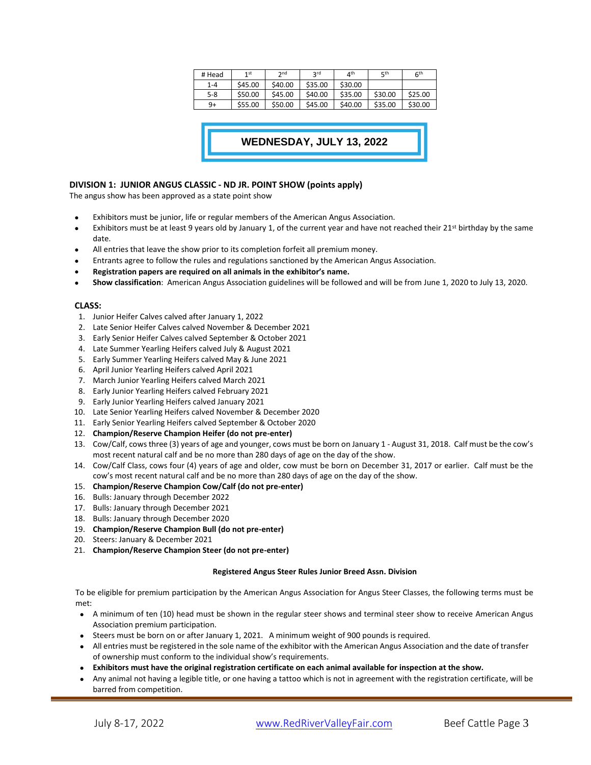| # Head | 1st | 2nd | 3rd | 4th | 5th | 6th |
|---|---|---|---|---|---|---|
| 1-4 | $45.00 | $40.00 | $35.00 | $30.00 | | |
| 5-8 | $50.00 | $45.00 | $40.00 | $35.00 | $30.00 | $25.00 |
| 9+ | $55.00 | $50.00 | $45.00 | $40.00 | $35.00 | $30.00 |

## WEDNESDAY, JULY 13, 2022

### DIVISION 1: JUNIOR ANGUS CLASSIC - ND JR. POINT SHOW (points apply)

The angus show has been approved as a state point show

- Exhibitors must be junior, life or regular members of the American Angus Association.
- Exhibitors must be at least 9 years old by January 1, of the current year and have not reached their 21st birthday by the same date.
- All entries that leave the show prior to its completion forfeit all premium money.
- Entrants agree to follow the rules and regulations sanctioned by the American Angus Association.
- **Registration papers are required on all animals in the exhibitor's name.**
- **Show classification**: American Angus Association guidelines will be followed and will be from June 1, 2020 to July 13, 2020.

**CLASS:**

1. Junior Heifer Calves calved after January 1, 2022
2. Late Senior Heifer Calves calved November & December 2021
3. Early Senior Heifer Calves calved September & October 2021
4. Late Summer Yearling Heifers calved July & August 2021
5. Early Summer Yearling Heifers calved May & June 2021
6. April Junior Yearling Heifers calved April 2021
7. March Junior Yearling Heifers calved March 2021
8. Early Junior Yearling Heifers calved February 2021
9. Early Junior Yearling Heifers calved January 2021
10. Late Senior Yearling Heifers calved November & December 2020
11. Early Senior Yearling Heifers calved September & October 2020
12. **Champion/Reserve Champion Heifer (do not pre-enter)**
13. Cow/Calf, cows three (3) years of age and younger, cows must be born on January 1 - August 31, 2018. Calf must be the cow's most recent natural calf and be no more than 280 days of age on the day of the show.
14. Cow/Calf Class, cows four (4) years of age and older, cow must be born on December 31, 2017 or earlier. Calf must be the cow's most recent natural calf and be no more than 280 days of age on the day of the show.
15. **Champion/Reserve Champion Cow/Calf (do not pre-enter)**
16. Bulls: January through December 2022
17. Bulls: January through December 2021
18. Bulls: January through December 2020
19. **Champion/Reserve Champion Bull (do not pre-enter)**
20. Steers: January & December 2021
21. **Champion/Reserve Champion Steer (do not pre-enter)**

**Registered Angus Steer Rules Junior Breed Assn. Division**

To be eligible for premium participation by the American Angus Association for Angus Steer Classes, the following terms must be met:

- A minimum of ten (10) head must be shown in the regular steer shows and terminal steer show to receive American Angus Association premium participation.
- Steers must be born on or after January 1, 2021. A minimum weight of 900 pounds is required.
- All entries must be registered in the sole name of the exhibitor with the American Angus Association and the date of transfer of ownership must conform to the individual show's requirements.
- **Exhibitors must have the original registration certificate on each animal available for inspection at the show.**
- Any animal not having a legible title, or one having a tattoo which is not in agreement with the registration certificate, will be barred from competition.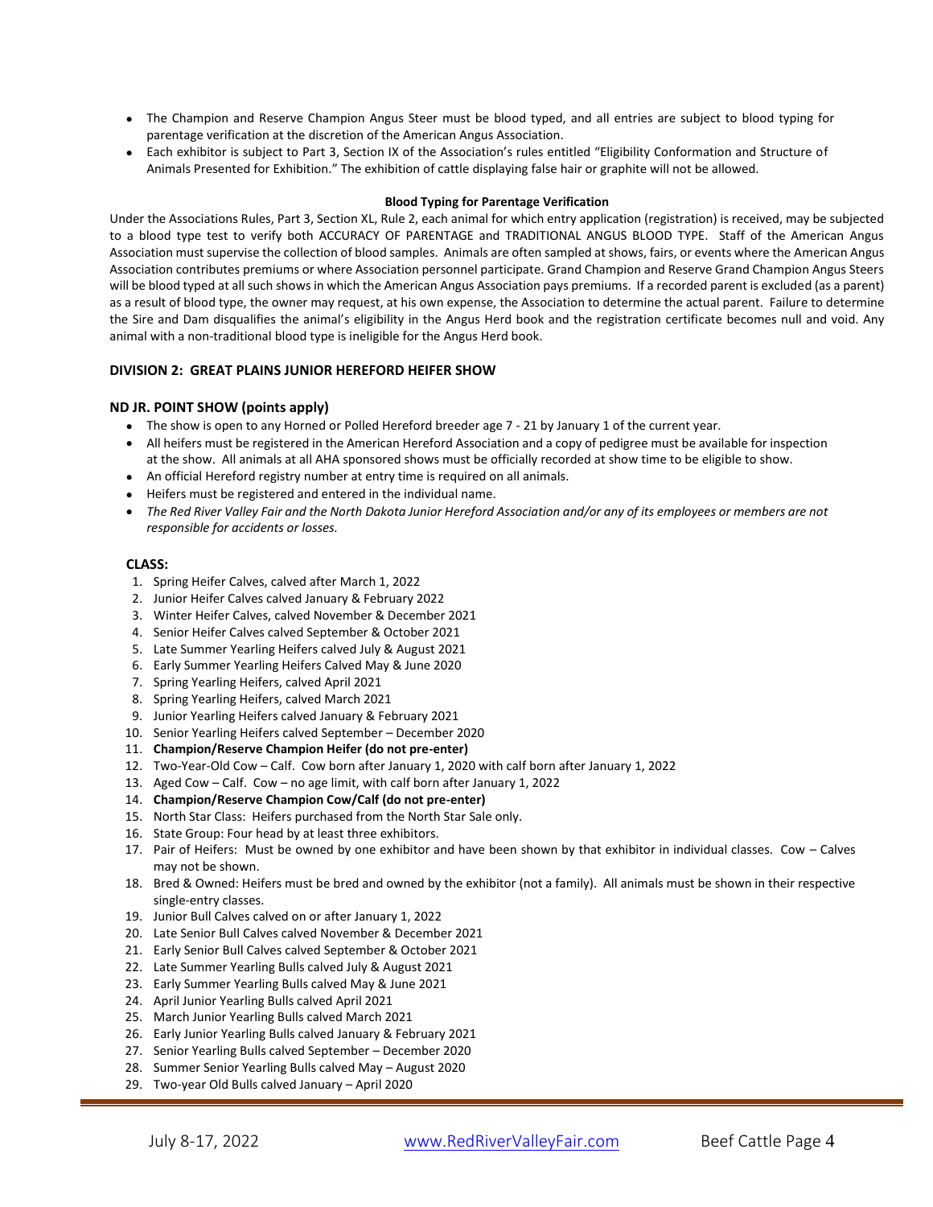- The Champion and Reserve Champion Angus Steer must be blood typed, and all entries are subject to blood typing for parentage verification at the discretion of the American Angus Association.
- Each exhibitor is subject to Part 3, Section IX of the Association's rules entitled "Eligibility Conformation and Structure of Animals Presented for Exhibition." The exhibition of cattle displaying false hair or graphite will not be allowed.

**Blood Typing for Parentage Verification**

Under the Associations Rules, Part 3, Section XL, Rule 2, each animal for which entry application (registration) is received, may be subjected to a blood type test to verify both ACCURACY OF PARENTAGE and TRADITIONAL ANGUS BLOOD TYPE. Staff of the American Angus Association must supervise the collection of blood samples. Animals are often sampled at shows, fairs, or events where the American Angus Association contributes premiums or where Association personnel participate. Grand Champion and Reserve Grand Champion Angus Steers will be blood typed at all such shows in which the American Angus Association pays premiums. If a recorded parent is excluded (as a parent) as a result of blood type, the owner may request, at his own expense, the Association to determine the actual parent. Failure to determine the Sire and Dam disqualifies the animal's eligibility in the Angus Herd book and the registration certificate becomes null and void. Any animal with a non-traditional blood type is ineligible for the Angus Herd book.

### DIVISION 2: GREAT PLAINS JUNIOR HEREFORD HEIFER SHOW

### ND JR. POINT SHOW (points apply)

- The show is open to any Horned or Polled Hereford breeder age 7 - 21 by January 1 of the current year.
- All heifers must be registered in the American Hereford Association and a copy of pedigree must be available for inspection at the show. All animals at all AHA sponsored shows must be officially recorded at show time to be eligible to show.
- An official Hereford registry number at entry time is required on all animals.
- Heifers must be registered and entered in the individual name.
- *The Red River Valley Fair and the North Dakota Junior Hereford Association and/or any of its employees or members are not responsible for accidents or losses.*

**CLASS:**

1. Spring Heifer Calves, calved after March 1, 2022
2. Junior Heifer Calves calved January & February 2022
3. Winter Heifer Calves, calved November & December 2021
4. Senior Heifer Calves calved September & October 2021
5. Late Summer Yearling Heifers calved July & August 2021
6. Early Summer Yearling Heifers Calved May & June 2020
7. Spring Yearling Heifers, calved April 2021
8. Spring Yearling Heifers, calved March 2021
9. Junior Yearling Heifers calved January & February 2021
10. Senior Yearling Heifers calved September – December 2020
11. **Champion/Reserve Champion Heifer (do not pre-enter)**
12. Two-Year-Old Cow – Calf. Cow born after January 1, 2020 with calf born after January 1, 2022
13. Aged Cow – Calf. Cow – no age limit, with calf born after January 1, 2022
14. **Champion/Reserve Champion Cow/Calf (do not pre-enter)**
15. North Star Class: Heifers purchased from the North Star Sale only.
16. State Group: Four head by at least three exhibitors.
17. Pair of Heifers: Must be owned by one exhibitor and have been shown by that exhibitor in individual classes. Cow – Calves may not be shown.
18. Bred & Owned: Heifers must be bred and owned by the exhibitor (not a family). All animals must be shown in their respective single-entry classes.
19. Junior Bull Calves calved on or after January 1, 2022
20. Late Senior Bull Calves calved November & December 2021
21. Early Senior Bull Calves calved September & October 2021
22. Late Summer Yearling Bulls calved July & August 2021
23. Early Summer Yearling Bulls calved May & June 2021
24. April Junior Yearling Bulls calved April 2021
25. March Junior Yearling Bulls calved March 2021
26. Early Junior Yearling Bulls calved January & February 2021
27. Senior Yearling Bulls calved September – December 2020
28. Summer Senior Yearling Bulls calved May – August 2020
29. Two-year Old Bulls calved January – April 2020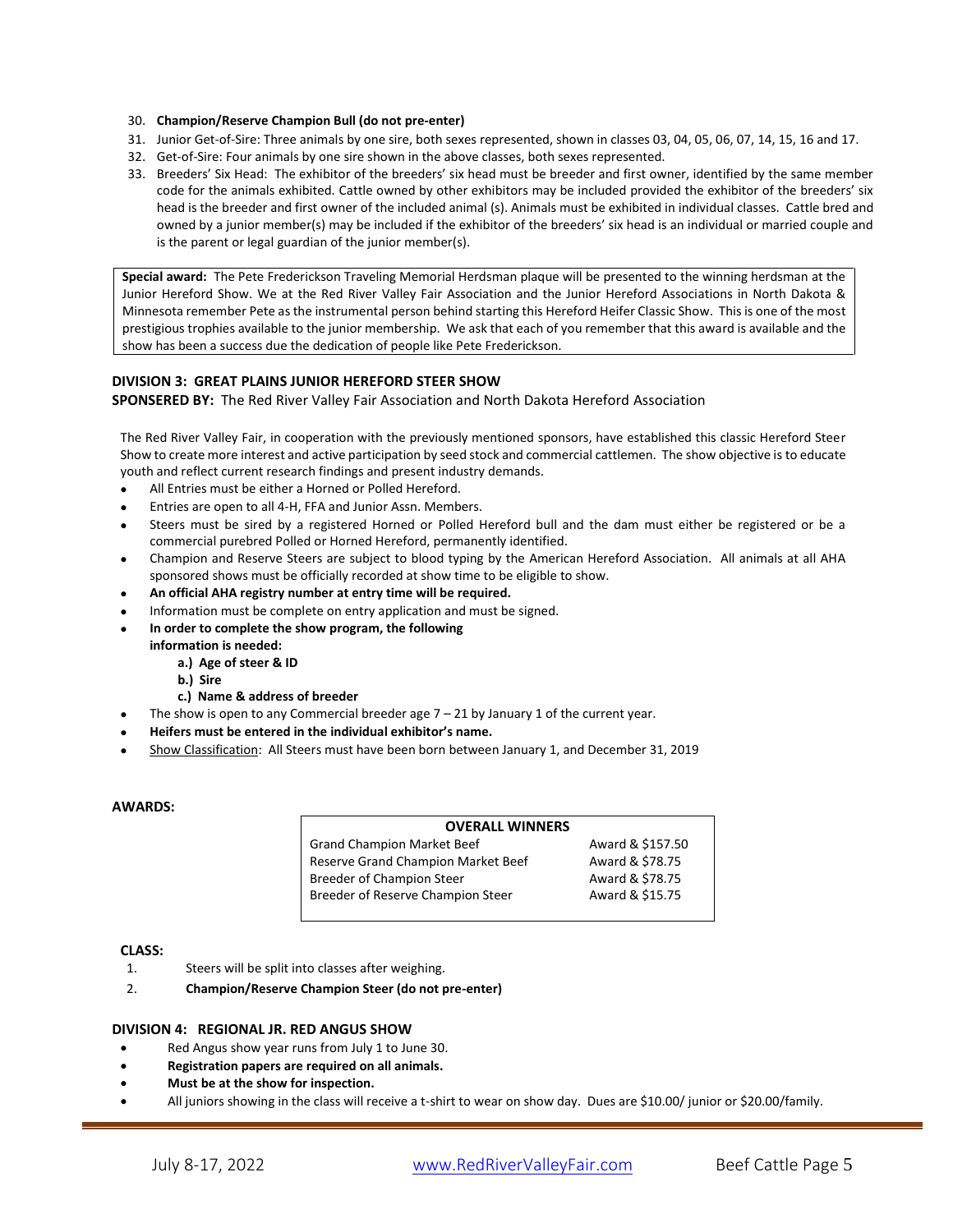30. **Champion/Reserve Champion Bull (do not pre-enter)**
31. Junior Get-of-Sire: Three animals by one sire, both sexes represented, shown in classes 03, 04, 05, 06, 07, 14, 15, 16 and 17.
32. Get-of-Sire: Four animals by one sire shown in the above classes, both sexes represented.
33. Breeders' Six Head: The exhibitor of the breeders' six head must be breeder and first owner, identified by the same member code for the animals exhibited. Cattle owned by other exhibitors may be included provided the exhibitor of the breeders' six head is the breeder and first owner of the included animal (s). Animals must be exhibited in individual classes. Cattle bred and owned by a junior member(s) may be included if the exhibitor of the breeders' six head is an individual or married couple and is the parent or legal guardian of the junior member(s).

**Special award:** The Pete Frederickson Traveling Memorial Herdsman plaque will be presented to the winning herdsman at the Junior Hereford Show. We at the Red River Valley Fair Association and the Junior Hereford Associations in North Dakota & Minnesota remember Pete as the instrumental person behind starting this Hereford Heifer Classic Show. This is one of the most prestigious trophies available to the junior membership. We ask that each of you remember that this award is available and the show has been a success due the dedication of people like Pete Frederickson.

## DIVISION 3: GREAT PLAINS JUNIOR HEREFORD STEER SHOW

**SPONSERED BY:** The Red River Valley Fair Association and North Dakota Hereford Association

The Red River Valley Fair, in cooperation with the previously mentioned sponsors, have established this classic Hereford Steer Show to create more interest and active participation by seed stock and commercial cattlemen. The show objective is to educate youth and reflect current research findings and present industry demands.

- All Entries must be either a Horned or Polled Hereford.
- Entries are open to all 4-H, FFA and Junior Assn. Members.
- Steers must be sired by a registered Horned or Polled Hereford bull and the dam must either be registered or be a commercial purebred Polled or Horned Hereford, permanently identified.
- Champion and Reserve Steers are subject to blood typing by the American Hereford Association. All animals at all AHA sponsored shows must be officially recorded at show time to be eligible to show.
- **An official AHA registry number at entry time will be required.**
- Information must be complete on entry application and must be signed.
- **In order to complete the show program, the following information is needed:**
  - **a.) Age of steer & ID**
  - **b.) Sire**
  - **c.) Name & address of breeder**
- The show is open to any Commercial breeder age 7 – 21 by January 1 of the current year.
- **Heifers must be entered in the individual exhibitor's name.**
- Show Classification: All Steers must have been born between January 1, and December 31, 2019

**AWARDS:**

| **OVERALL WINNERS** | |
|---|---|
| Grand Champion Market Beef | Award & $157.50 |
| Reserve Grand Champion Market Beef | Award & $78.75 |
| Breeder of Champion Steer | Award & $78.75 |
| Breeder of Reserve Champion Steer | Award & $15.75 |

**CLASS:**

1. Steers will be split into classes after weighing.
2. **Champion/Reserve Champion Steer (do not pre-enter)**

## DIVISION 4: REGIONAL JR. RED ANGUS SHOW

- Red Angus show year runs from July 1 to June 30.
- **Registration papers are required on all animals.**
- **Must be at the show for inspection.**
- All juniors showing in the class will receive a t-shirt to wear on show day. Dues are $10.00/ junior or $20.00/family.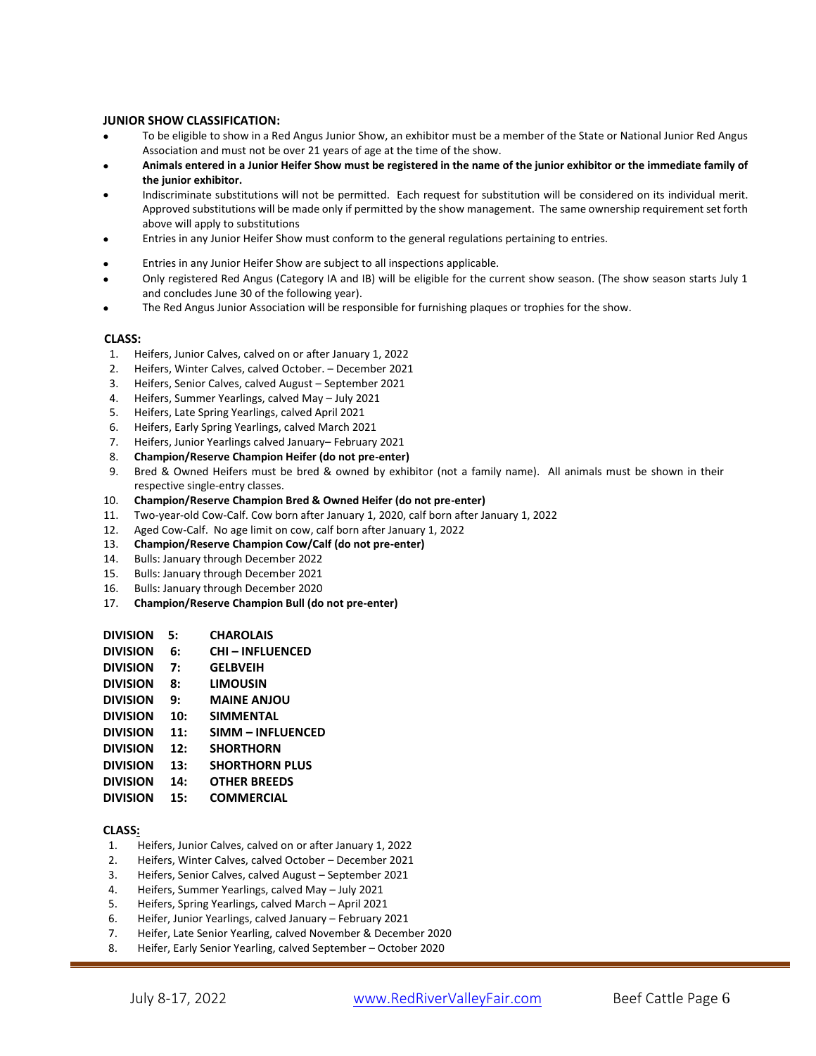**JUNIOR SHOW CLASSIFICATION:**

- To be eligible to show in a Red Angus Junior Show, an exhibitor must be a member of the State or National Junior Red Angus Association and must not be over 21 years of age at the time of the show.
- **Animals entered in a Junior Heifer Show must be registered in the name of the junior exhibitor or the immediate family of the junior exhibitor.**
- Indiscriminate substitutions will not be permitted. Each request for substitution will be considered on its individual merit. Approved substitutions will be made only if permitted by the show management. The same ownership requirement set forth above will apply to substitutions
- Entries in any Junior Heifer Show must conform to the general regulations pertaining to entries.
- Entries in any Junior Heifer Show are subject to all inspections applicable.
- Only registered Red Angus (Category IA and IB) will be eligible for the current show season. (The show season starts July 1 and concludes June 30 of the following year).
- The Red Angus Junior Association will be responsible for furnishing plaques or trophies for the show.

**CLASS:**

1. Heifers, Junior Calves, calved on or after January 1, 2022
2. Heifers, Winter Calves, calved October. – December 2021
3. Heifers, Senior Calves, calved August – September 2021
4. Heifers, Summer Yearlings, calved May – July 2021
5. Heifers, Late Spring Yearlings, calved April 2021
6. Heifers, Early Spring Yearlings, calved March 2021
7. Heifers, Junior Yearlings calved January– February 2021
8. **Champion/Reserve Champion Heifer (do not pre-enter)**
9. Bred & Owned Heifers must be bred & owned by exhibitor (not a family name). All animals must be shown in their respective single-entry classes.
10. **Champion/Reserve Champion Bred & Owned Heifer (do not pre-enter)**
11. Two-year-old Cow-Calf. Cow born after January 1, 2020, calf born after January 1, 2022
12. Aged Cow-Calf. No age limit on cow, calf born after January 1, 2022
13. **Champion/Reserve Champion Cow/Calf (do not pre-enter)**
14. Bulls: January through December 2022
15. Bulls: January through December 2021
16. Bulls: January through December 2020
17. **Champion/Reserve Champion Bull (do not pre-enter)**

**DIVISION 5: CHAROLAIS**
**DIVISION 6: CHI – INFLUENCED**
**DIVISION 7: GELBVEIH**
**DIVISION 8: LIMOUSIN**
**DIVISION 9: MAINE ANJOU**
**DIVISION 10: SIMMENTAL**
**DIVISION 11: SIMM – INFLUENCED**
**DIVISION 12: SHORTHORN**
**DIVISION 13: SHORTHORN PLUS**
**DIVISION 14: OTHER BREEDS**
**DIVISION 15: COMMERCIAL**

**CLASS:**

1. Heifers, Junior Calves, calved on or after January 1, 2022
2. Heifers, Winter Calves, calved October – December 2021
3. Heifers, Senior Calves, calved August – September 2021
4. Heifers, Summer Yearlings, calved May – July 2021
5. Heifers, Spring Yearlings, calved March – April 2021
6. Heifer, Junior Yearlings, calved January – February 2021
7. Heifer, Late Senior Yearling, calved November & December 2020
8. Heifer, Early Senior Yearling, calved September – October 2020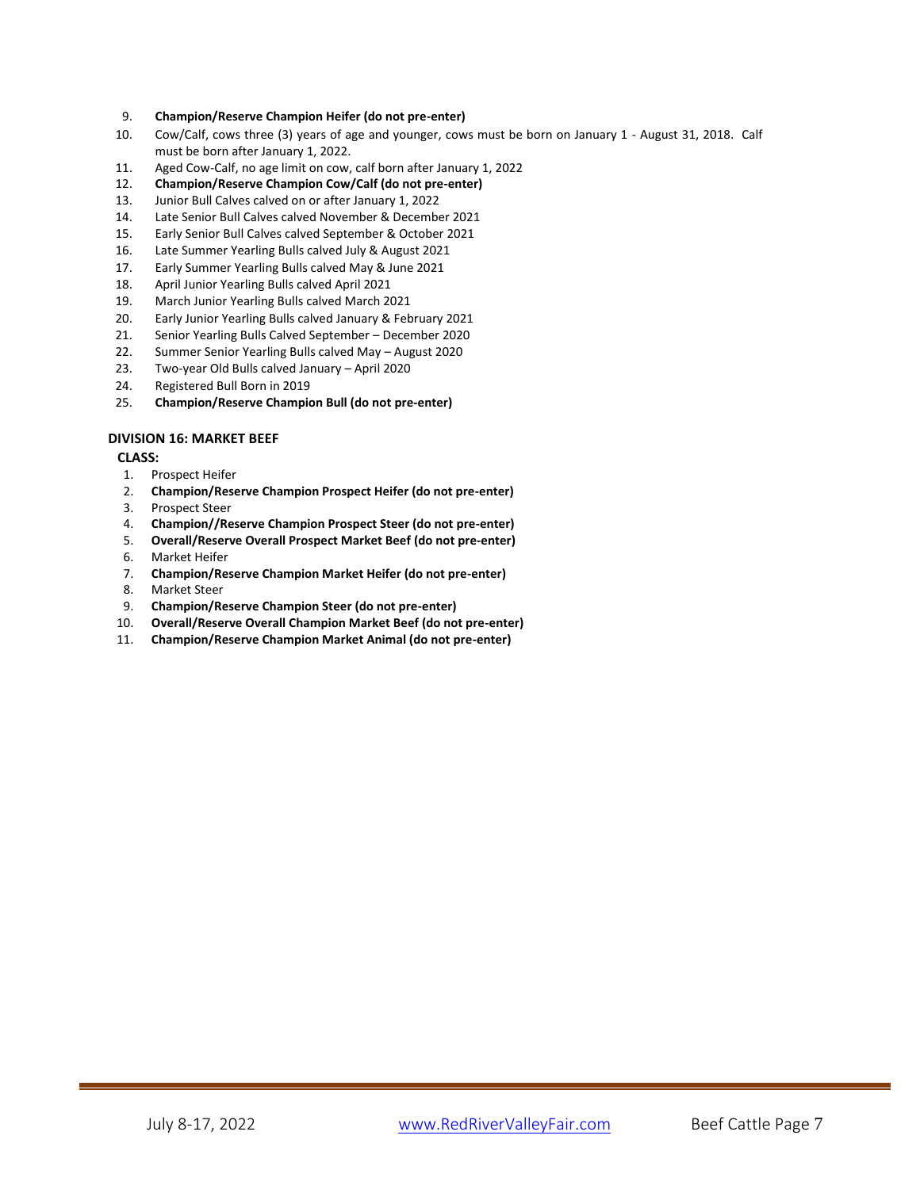9. **Champion/Reserve Champion Heifer (do not pre-enter)**
10. Cow/Calf, cows three (3) years of age and younger, cows must be born on January 1 - August 31, 2018. Calf must be born after January 1, 2022.
11. Aged Cow-Calf, no age limit on cow, calf born after January 1, 2022
12. **Champion/Reserve Champion Cow/Calf (do not pre-enter)**
13. Junior Bull Calves calved on or after January 1, 2022
14. Late Senior Bull Calves calved November & December 2021
15. Early Senior Bull Calves calved September & October 2021
16. Late Summer Yearling Bulls calved July & August 2021
17. Early Summer Yearling Bulls calved May & June 2021
18. April Junior Yearling Bulls calved April 2021
19. March Junior Yearling Bulls calved March 2021
20. Early Junior Yearling Bulls calved January & February 2021
21. Senior Yearling Bulls Calved September – December 2020
22. Summer Senior Yearling Bulls calved May – August 2020
23. Two-year Old Bulls calved January – April 2020
24. Registered Bull Born in 2019
25. **Champion/Reserve Champion Bull (do not pre-enter)**

**DIVISION 16: MARKET BEEF**

**CLASS:**

1. Prospect Heifer
2. **Champion/Reserve Champion Prospect Heifer (do not pre-enter)**
3. Prospect Steer
4. **Champion//Reserve Champion Prospect Steer (do not pre-enter)**
5. **Overall/Reserve Overall Prospect Market Beef (do not pre-enter)**
6. Market Heifer
7. **Champion/Reserve Champion Market Heifer (do not pre-enter)**
8. Market Steer
9. **Champion/Reserve Champion Steer (do not pre-enter)**
10. **Overall/Reserve Overall Champion Market Beef (do not pre-enter)**
11. **Champion/Reserve Champion Market Animal (do not pre-enter)**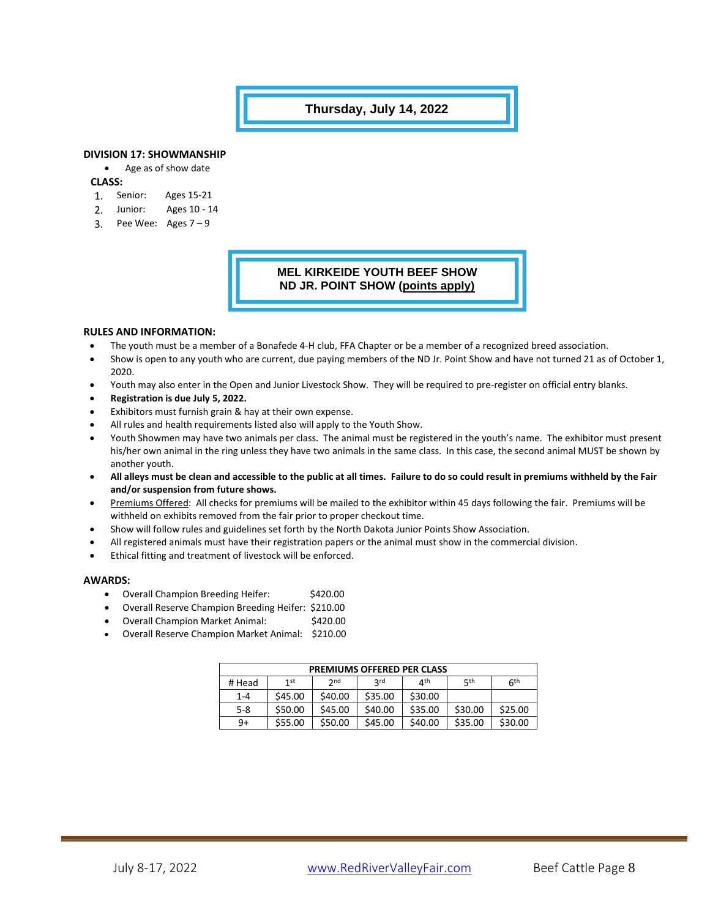## Thursday, July 14, 2022

**DIVISION 17: SHOWMANSHIP**

- Age as of show date

**CLASS:**

1. Senior: Ages 15-21
2. Junior: Ages 10 - 14
3. Pee Wee: Ages 7 – 9

## MEL KIRKEIDE YOUTH BEEF SHOW
## ND JR. POINT SHOW (points apply)

**RULES AND INFORMATION:**

- The youth must be a member of a Bonafede 4-H club, FFA Chapter or be a member of a recognized breed association.
- Show is open to any youth who are current, due paying members of the ND Jr. Point Show and have not turned 21 as of October 1, 2020.
- Youth may also enter in the Open and Junior Livestock Show. They will be required to pre-register on official entry blanks.
- **Registration is due July 5, 2022.**
- Exhibitors must furnish grain & hay at their own expense.
- All rules and health requirements listed also will apply to the Youth Show.
- Youth Showmen may have two animals per class. The animal must be registered in the youth's name. The exhibitor must present his/her own animal in the ring unless they have two animals in the same class. In this case, the second animal MUST be shown by another youth.
- **All alleys must be clean and accessible to the public at all times. Failure to do so could result in premiums withheld by the Fair and/or suspension from future shows.**
- Premiums Offered: All checks for premiums will be mailed to the exhibitor within 45 days following the fair. Premiums will be withheld on exhibits removed from the fair prior to proper checkout time.
- Show will follow rules and guidelines set forth by the North Dakota Junior Points Show Association.
- All registered animals must have their registration papers or the animal must show in the commercial division.
- Ethical fitting and treatment of livestock will be enforced.

**AWARDS:**

- Overall Champion Breeding Heifer: $420.00
- Overall Reserve Champion Breeding Heifer: $210.00
- Overall Champion Market Animal: $420.00
- Overall Reserve Champion Market Animal: $210.00

| PREMIUMS OFFERED PER CLASS | | | | | | |
|---|---|---|---|---|---|---|
| # Head | 1st | 2nd | 3rd | 4th | 5th | 6th |
| 1-4 | $45.00 | $40.00 | $35.00 | $30.00 | | |
| 5-8 | $50.00 | $45.00 | $40.00 | $35.00 | $30.00 | $25.00 |
| 9+ | $55.00 | $50.00 | $45.00 | $40.00 | $35.00 | $30.00 |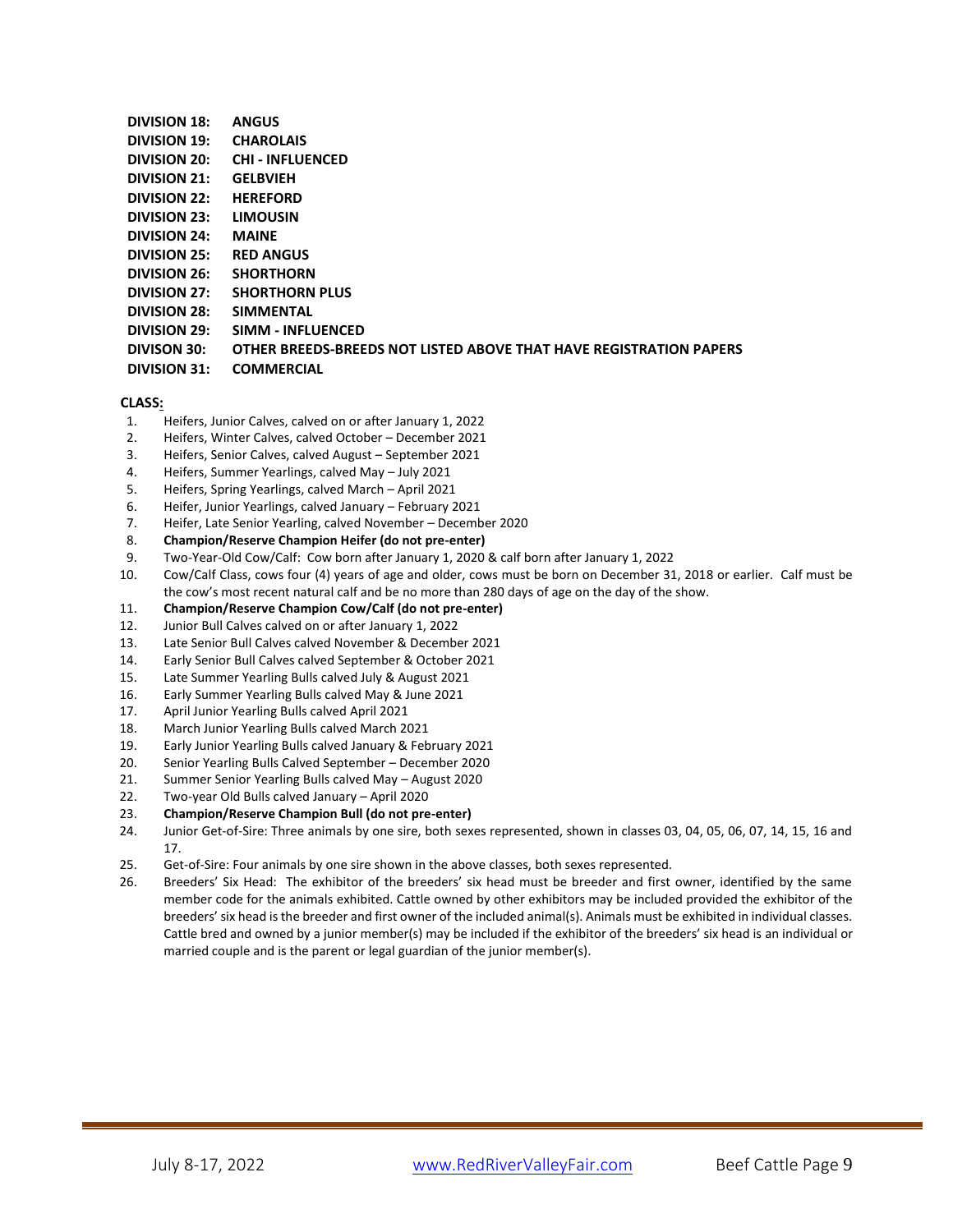**DIVISION 18:** **ANGUS**
**DIVISION 19:** **CHAROLAIS**
**DIVISION 20:** **CHI - INFLUENCED**
**DIVISION 21:** **GELBVIEH**
**DIVISION 22:** **HEREFORD**
**DIVISION 23:** **LIMOUSIN**
**DIVISION 24:** **MAINE**
**DIVISION 25:** **RED ANGUS**
**DIVISION 26:** **SHORTHORN**
**DIVISION 27:** **SHORTHORN PLUS**
**DIVISION 28:** **SIMMENTAL**
**DIVISION 29:** **SIMM - INFLUENCED**
**DIVISON 30:** **OTHER BREEDS-BREEDS NOT LISTED ABOVE THAT HAVE REGISTRATION PAPERS**
**DIVISION 31:** **COMMERCIAL**

**CLASS:**

1. Heifers, Junior Calves, calved on or after January 1, 2022
2. Heifers, Winter Calves, calved October – December 2021
3. Heifers, Senior Calves, calved August – September 2021
4. Heifers, Summer Yearlings, calved May – July 2021
5. Heifers, Spring Yearlings, calved March – April 2021
6. Heifer, Junior Yearlings, calved January – February 2021
7. Heifer, Late Senior Yearling, calved November – December 2020
8. **Champion/Reserve Champion Heifer (do not pre-enter)**
9. Two-Year-Old Cow/Calf: Cow born after January 1, 2020 & calf born after January 1, 2022
10. Cow/Calf Class, cows four (4) years of age and older, cows must be born on December 31, 2018 or earlier. Calf must be the cow's most recent natural calf and be no more than 280 days of age on the day of the show.
11. **Champion/Reserve Champion Cow/Calf (do not pre-enter)**
12. Junior Bull Calves calved on or after January 1, 2022
13. Late Senior Bull Calves calved November & December 2021
14. Early Senior Bull Calves calved September & October 2021
15. Late Summer Yearling Bulls calved July & August 2021
16. Early Summer Yearling Bulls calved May & June 2021
17. April Junior Yearling Bulls calved April 2021
18. March Junior Yearling Bulls calved March 2021
19. Early Junior Yearling Bulls calved January & February 2021
20. Senior Yearling Bulls Calved September – December 2020
21. Summer Senior Yearling Bulls calved May – August 2020
22. Two-year Old Bulls calved January – April 2020
23. **Champion/Reserve Champion Bull (do not pre-enter)**
24. Junior Get-of-Sire: Three animals by one sire, both sexes represented, shown in classes 03, 04, 05, 06, 07, 14, 15, 16 and 17.
25. Get-of-Sire: Four animals by one sire shown in the above classes, both sexes represented.
26. Breeders' Six Head: The exhibitor of the breeders' six head must be breeder and first owner, identified by the same member code for the animals exhibited. Cattle owned by other exhibitors may be included provided the exhibitor of the breeders' six head is the breeder and first owner of the included animal(s). Animals must be exhibited in individual classes. Cattle bred and owned by a junior member(s) may be included if the exhibitor of the breeders' six head is an individual or married couple and is the parent or legal guardian of the junior member(s).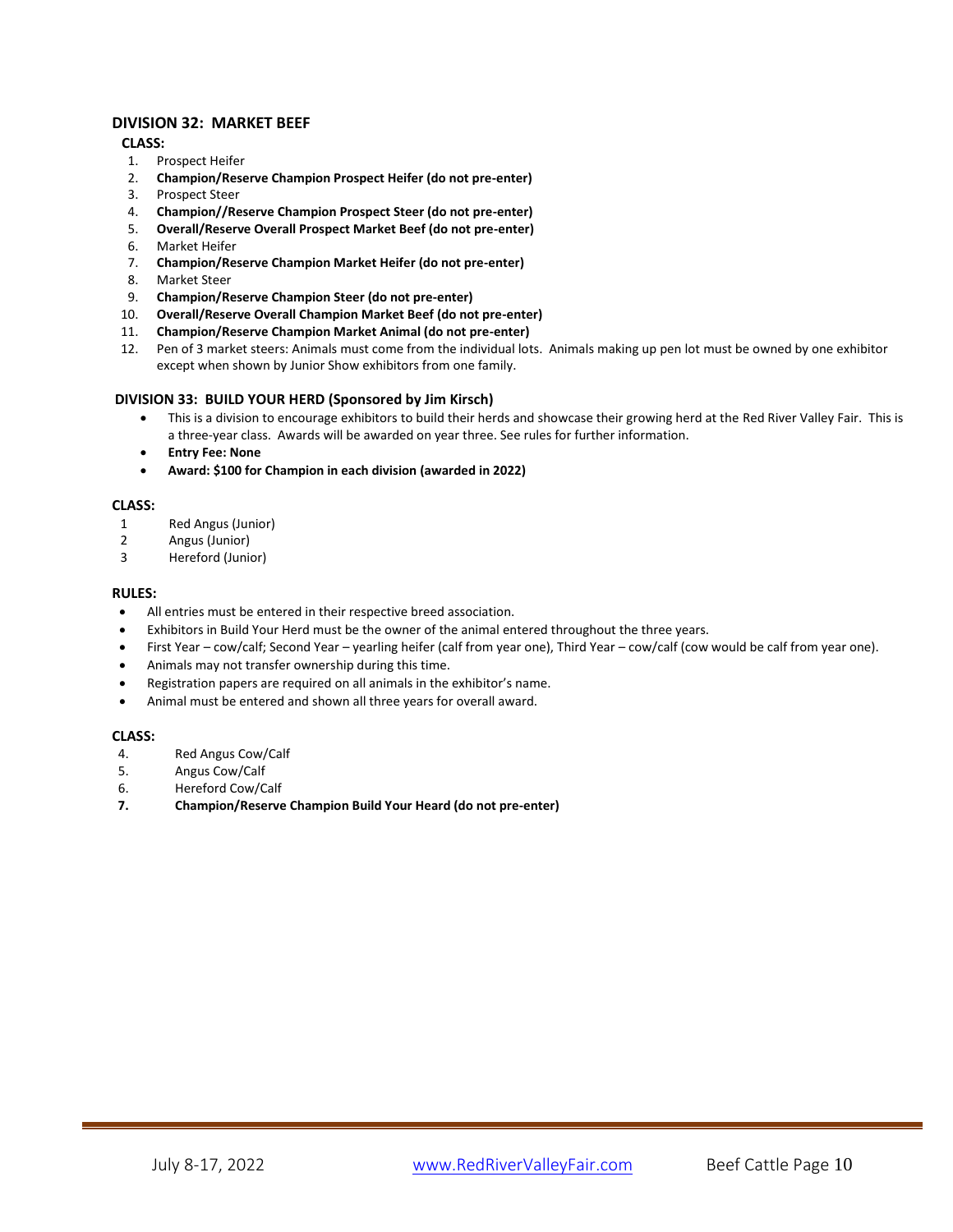## DIVISION 32: MARKET BEEF

**CLASS:**

1. Prospect Heifer
2. **Champion/Reserve Champion Prospect Heifer (do not pre-enter)**
3. Prospect Steer
4. **Champion//Reserve Champion Prospect Steer (do not pre-enter)**
5. **Overall/Reserve Overall Prospect Market Beef (do not pre-enter)**
6. Market Heifer
7. **Champion/Reserve Champion Market Heifer (do not pre-enter)**
8. Market Steer
9. **Champion/Reserve Champion Steer (do not pre-enter)**
10. **Overall/Reserve Overall Champion Market Beef (do not pre-enter)**
11. **Champion/Reserve Champion Market Animal (do not pre-enter)**
12. Pen of 3 market steers: Animals must come from the individual lots. Animals making up pen lot must be owned by one exhibitor except when shown by Junior Show exhibitors from one family.

## DIVISION 33: BUILD YOUR HERD (Sponsored by Jim Kirsch)

- This is a division to encourage exhibitors to build their herds and showcase their growing herd at the Red River Valley Fair. This is a three-year class. Awards will be awarded on year three. See rules for further information.
- **Entry Fee: None**
- **Award: $100 for Champion in each division (awarded in 2022)**

**CLASS:**

1. Red Angus (Junior)
2. Angus (Junior)
3. Hereford (Junior)

**RULES:**

- All entries must be entered in their respective breed association.
- Exhibitors in Build Your Herd must be the owner of the animal entered throughout the three years.
- First Year – cow/calf; Second Year – yearling heifer (calf from year one), Third Year – cow/calf (cow would be calf from year one).
- Animals may not transfer ownership during this time.
- Registration papers are required on all animals in the exhibitor's name.
- Animal must be entered and shown all three years for overall award.

**CLASS:**

4. Red Angus Cow/Calf
5. Angus Cow/Calf
6. Hereford Cow/Calf
7. **Champion/Reserve Champion Build Your Heard (do not pre-enter)**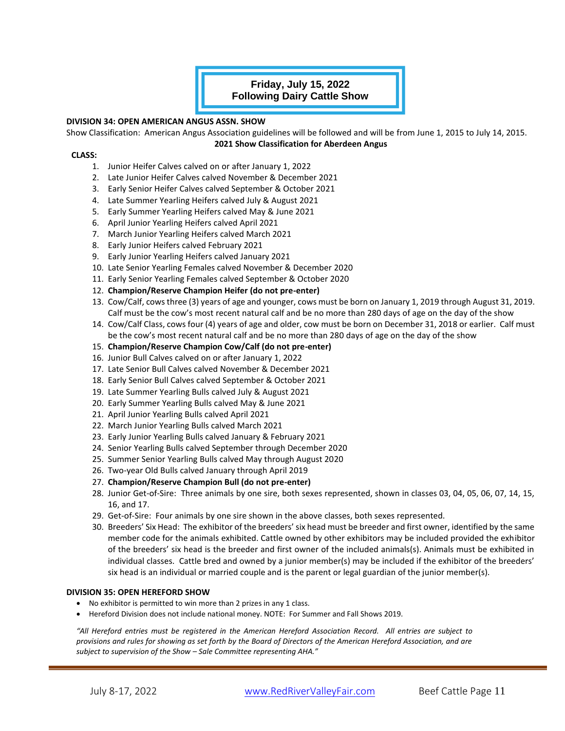**Friday, July 15, 2022**
**Following Dairy Cattle Show**

**DIVISION 34: OPEN AMERICAN ANGUS ASSN. SHOW**

Show Classification: American Angus Association guidelines will be followed and will be from June 1, 2015 to July 14, 2015.

**2021 Show Classification for Aberdeen Angus**

**CLASS:**

1. Junior Heifer Calves calved on or after January 1, 2022
2. Late Junior Heifer Calves calved November & December 2021
3. Early Senior Heifer Calves calved September & October 2021
4. Late Summer Yearling Heifers calved July & August 2021
5. Early Summer Yearling Heifers calved May & June 2021
6. April Junior Yearling Heifers calved April 2021
7. March Junior Yearling Heifers calved March 2021
8. Early Junior Heifers calved February 2021
9. Early Junior Yearling Heifers calved January 2021
10. Late Senior Yearling Females calved November & December 2020
11. Early Senior Yearling Females calved September & October 2020
12. **Champion/Reserve Champion Heifer (do not pre-enter)**
13. Cow/Calf, cows three (3) years of age and younger, cows must be born on January 1, 2019 through August 31, 2019. Calf must be the cow's most recent natural calf and be no more than 280 days of age on the day of the show
14. Cow/Calf Class, cows four (4) years of age and older, cow must be born on December 31, 2018 or earlier. Calf must be the cow's most recent natural calf and be no more than 280 days of age on the day of the show
15. **Champion/Reserve Champion Cow/Calf (do not pre-enter)**
16. Junior Bull Calves calved on or after January 1, 2022
17. Late Senior Bull Calves calved November & December 2021
18. Early Senior Bull Calves calved September & October 2021
19. Late Summer Yearling Bulls calved July & August 2021
20. Early Summer Yearling Bulls calved May & June 2021
21. April Junior Yearling Bulls calved April 2021
22. March Junior Yearling Bulls calved March 2021
23. Early Junior Yearling Bulls calved January & February 2021
24. Senior Yearling Bulls calved September through December 2020
25. Summer Senior Yearling Bulls calved May through August 2020
26. Two-year Old Bulls calved January through April 2019
27. **Champion/Reserve Champion Bull (do not pre-enter)**
28. Junior Get-of-Sire: Three animals by one sire, both sexes represented, shown in classes 03, 04, 05, 06, 07, 14, 15, 16, and 17.
29. Get-of-Sire: Four animals by one sire shown in the above classes, both sexes represented.
30. Breeders' Six Head: The exhibitor of the breeders' six head must be breeder and first owner, identified by the same member code for the animals exhibited. Cattle owned by other exhibitors may be included provided the exhibitor of the breeders' six head is the breeder and first owner of the included animals(s). Animals must be exhibited in individual classes. Cattle bred and owned by a junior member(s) may be included if the exhibitor of the breeders' six head is an individual or married couple and is the parent or legal guardian of the junior member(s).

**DIVISION 35: OPEN HEREFORD SHOW**

- No exhibitor is permitted to win more than 2 prizes in any 1 class.
- Hereford Division does not include national money. NOTE: For Summer and Fall Shows 2019.

*"All Hereford entries must be registered in the American Hereford Association Record. All entries are subject to provisions and rules for showing as set forth by the Board of Directors of the American Hereford Association, and are subject to supervision of the Show – Sale Committee representing AHA."*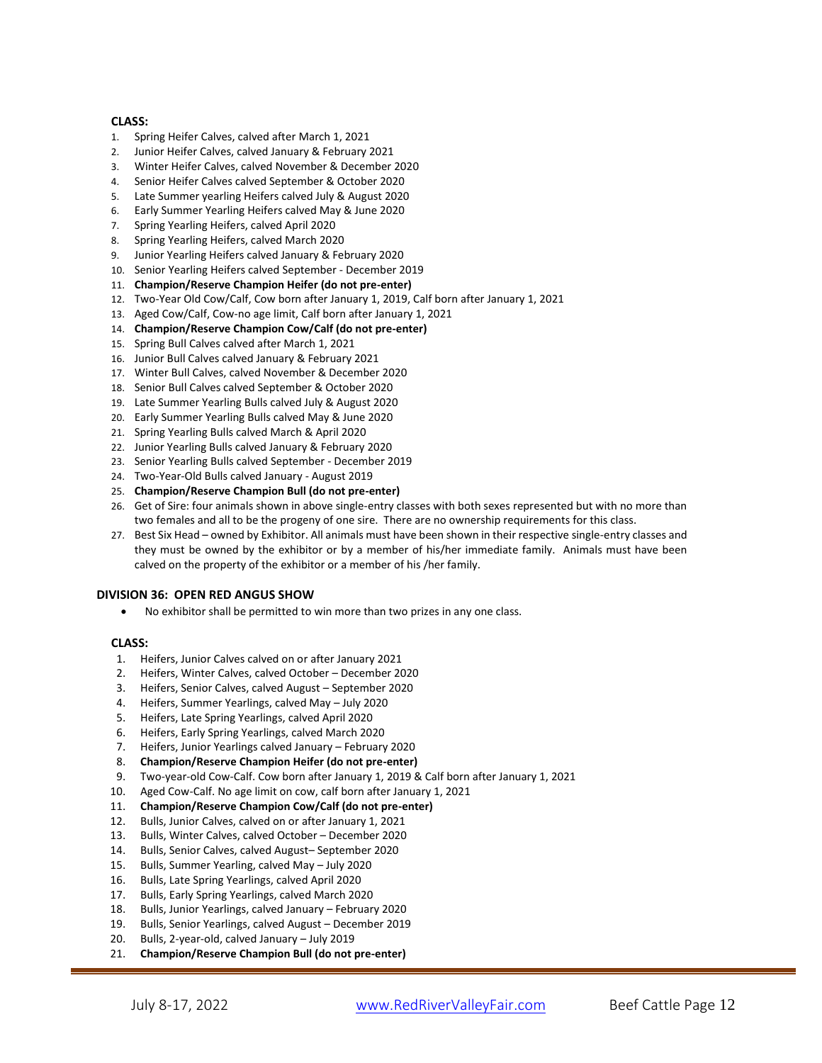**CLASS:**

1. Spring Heifer Calves, calved after March 1, 2021
2. Junior Heifer Calves, calved January & February 2021
3. Winter Heifer Calves, calved November & December 2020
4. Senior Heifer Calves calved September & October 2020
5. Late Summer yearling Heifers calved July & August 2020
6. Early Summer Yearling Heifers calved May & June 2020
7. Spring Yearling Heifers, calved April 2020
8. Spring Yearling Heifers, calved March 2020
9. Junior Yearling Heifers calved January & February 2020
10. Senior Yearling Heifers calved September - December 2019
11. **Champion/Reserve Champion Heifer (do not pre-enter)**
12. Two-Year Old Cow/Calf, Cow born after January 1, 2019, Calf born after January 1, 2021
13. Aged Cow/Calf, Cow-no age limit, Calf born after January 1, 2021
14. **Champion/Reserve Champion Cow/Calf (do not pre-enter)**
15. Spring Bull Calves calved after March 1, 2021
16. Junior Bull Calves calved January & February 2021
17. Winter Bull Calves, calved November & December 2020
18. Senior Bull Calves calved September & October 2020
19. Late Summer Yearling Bulls calved July & August 2020
20. Early Summer Yearling Bulls calved May & June 2020
21. Spring Yearling Bulls calved March & April 2020
22. Junior Yearling Bulls calved January & February 2020
23. Senior Yearling Bulls calved September - December 2019
24. Two-Year-Old Bulls calved January - August 2019
25. **Champion/Reserve Champion Bull (do not pre-enter)**
26. Get of Sire: four animals shown in above single-entry classes with both sexes represented but with no more than two females and all to be the progeny of one sire. There are no ownership requirements for this class.
27. Best Six Head – owned by Exhibitor. All animals must have been shown in their respective single-entry classes and they must be owned by the exhibitor or by a member of his/her immediate family. Animals must have been calved on the property of the exhibitor or a member of his /her family.

### DIVISION 36: OPEN RED ANGUS SHOW

- No exhibitor shall be permitted to win more than two prizes in any one class.

**CLASS:**

1. Heifers, Junior Calves calved on or after January 2021
2. Heifers, Winter Calves, calved October – December 2020
3. Heifers, Senior Calves, calved August – September 2020
4. Heifers, Summer Yearlings, calved May – July 2020
5. Heifers, Late Spring Yearlings, calved April 2020
6. Heifers, Early Spring Yearlings, calved March 2020
7. Heifers, Junior Yearlings calved January – February 2020
8. **Champion/Reserve Champion Heifer (do not pre-enter)**
9. Two-year-old Cow-Calf. Cow born after January 1, 2019 & Calf born after January 1, 2021
10. Aged Cow-Calf. No age limit on cow, calf born after January 1, 2021
11. **Champion/Reserve Champion Cow/Calf (do not pre-enter)**
12. Bulls, Junior Calves, calved on or after January 1, 2021
13. Bulls, Winter Calves, calved October – December 2020
14. Bulls, Senior Calves, calved August– September 2020
15. Bulls, Summer Yearling, calved May – July 2020
16. Bulls, Late Spring Yearlings, calved April 2020
17. Bulls, Early Spring Yearlings, calved March 2020
18. Bulls, Junior Yearlings, calved January – February 2020
19. Bulls, Senior Yearlings, calved August – December 2019
20. Bulls, 2-year-old, calved January – July 2019
21. **Champion/Reserve Champion Bull (do not pre-enter)**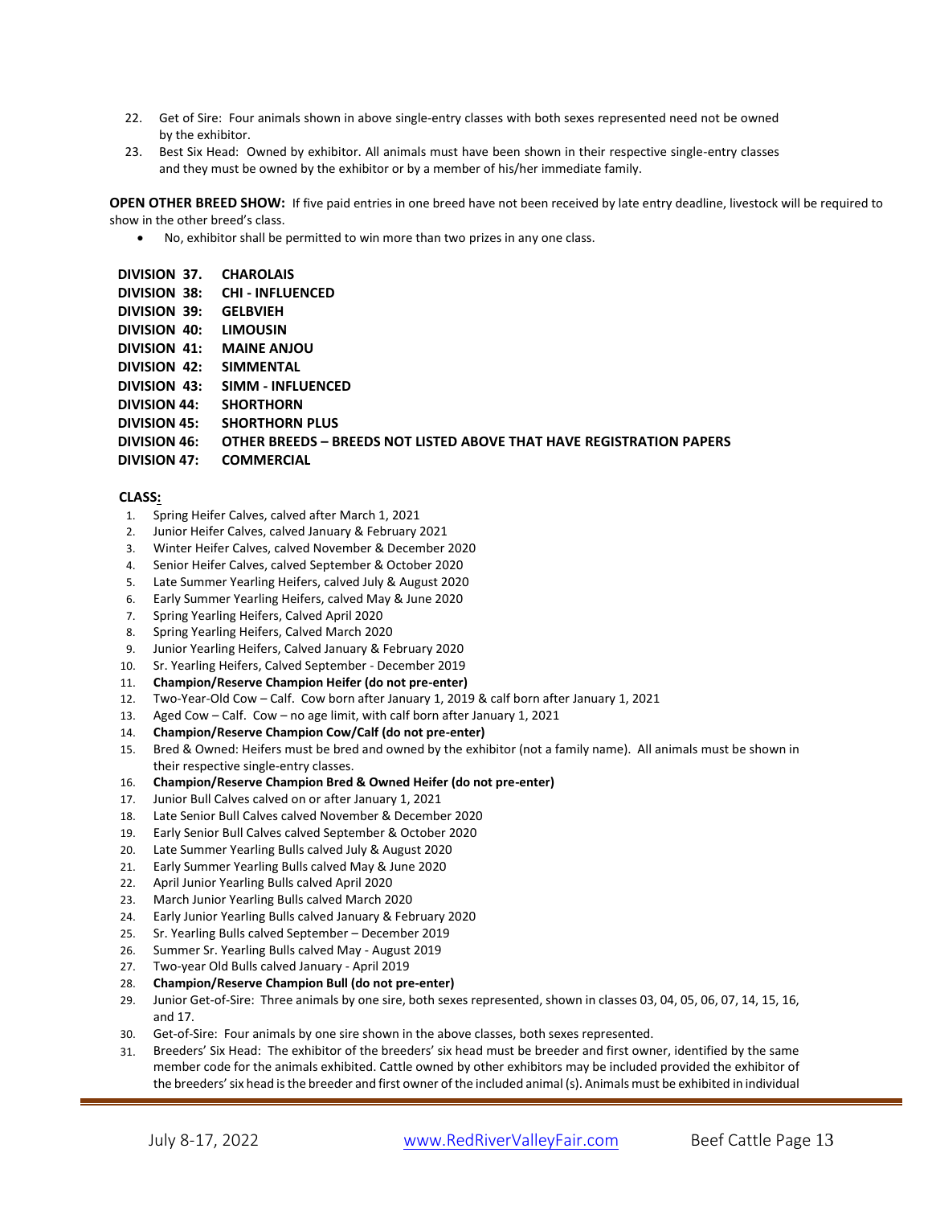22. Get of Sire: Four animals shown in above single-entry classes with both sexes represented need not be owned by the exhibitor.
23. Best Six Head: Owned by exhibitor. All animals must have been shown in their respective single-entry classes and they must be owned by the exhibitor or by a member of his/her immediate family.

**OPEN OTHER BREED SHOW:** If five paid entries in one breed have not been received by late entry deadline, livestock will be required to show in the other breed's class.

- No, exhibitor shall be permitted to win more than two prizes in any one class.

**DIVISION 37. CHAROLAIS**
**DIVISION 38: CHI - INFLUENCED**
**DIVISION 39: GELBVIEH**
**DIVISION 40: LIMOUSIN**
**DIVISION 41: MAINE ANJOU**
**DIVISION 42: SIMMENTAL**
**DIVISION 43: SIMM - INFLUENCED**
**DIVISION 44: SHORTHORN**
**DIVISION 45: SHORTHORN PLUS**
**DIVISION 46: OTHER BREEDS – BREEDS NOT LISTED ABOVE THAT HAVE REGISTRATION PAPERS**
**DIVISION 47: COMMERCIAL**

**CLASS:**

1. Spring Heifer Calves, calved after March 1, 2021
2. Junior Heifer Calves, calved January & February 2021
3. Winter Heifer Calves, calved November & December 2020
4. Senior Heifer Calves, calved September & October 2020
5. Late Summer Yearling Heifers, calved July & August 2020
6. Early Summer Yearling Heifers, calved May & June 2020
7. Spring Yearling Heifers, Calved April 2020
8. Spring Yearling Heifers, Calved March 2020
9. Junior Yearling Heifers, Calved January & February 2020
10. Sr. Yearling Heifers, Calved September - December 2019
11. **Champion/Reserve Champion Heifer (do not pre-enter)**
12. Two-Year-Old Cow – Calf. Cow born after January 1, 2019 & calf born after January 1, 2021
13. Aged Cow – Calf. Cow – no age limit, with calf born after January 1, 2021
14. **Champion/Reserve Champion Cow/Calf (do not pre-enter)**
15. Bred & Owned: Heifers must be bred and owned by the exhibitor (not a family name). All animals must be shown in their respective single-entry classes.
16. **Champion/Reserve Champion Bred & Owned Heifer (do not pre-enter)**
17. Junior Bull Calves calved on or after January 1, 2021
18. Late Senior Bull Calves calved November & December 2020
19. Early Senior Bull Calves calved September & October 2020
20. Late Summer Yearling Bulls calved July & August 2020
21. Early Summer Yearling Bulls calved May & June 2020
22. April Junior Yearling Bulls calved April 2020
23. March Junior Yearling Bulls calved March 2020
24. Early Junior Yearling Bulls calved January & February 2020
25. Sr. Yearling Bulls calved September – December 2019
26. Summer Sr. Yearling Bulls calved May - August 2019
27. Two-year Old Bulls calved January - April 2019
28. **Champion/Reserve Champion Bull (do not pre-enter)**
29. Junior Get-of-Sire: Three animals by one sire, both sexes represented, shown in classes 03, 04, 05, 06, 07, 14, 15, 16, and 17.
30. Get-of-Sire: Four animals by one sire shown in the above classes, both sexes represented.
31. Breeders' Six Head: The exhibitor of the breeders' six head must be breeder and first owner, identified by the same member code for the animals exhibited. Cattle owned by other exhibitors may be included provided the exhibitor of the breeders' six head is the breeder and first owner of the included animal(s). Animals must be exhibited in individual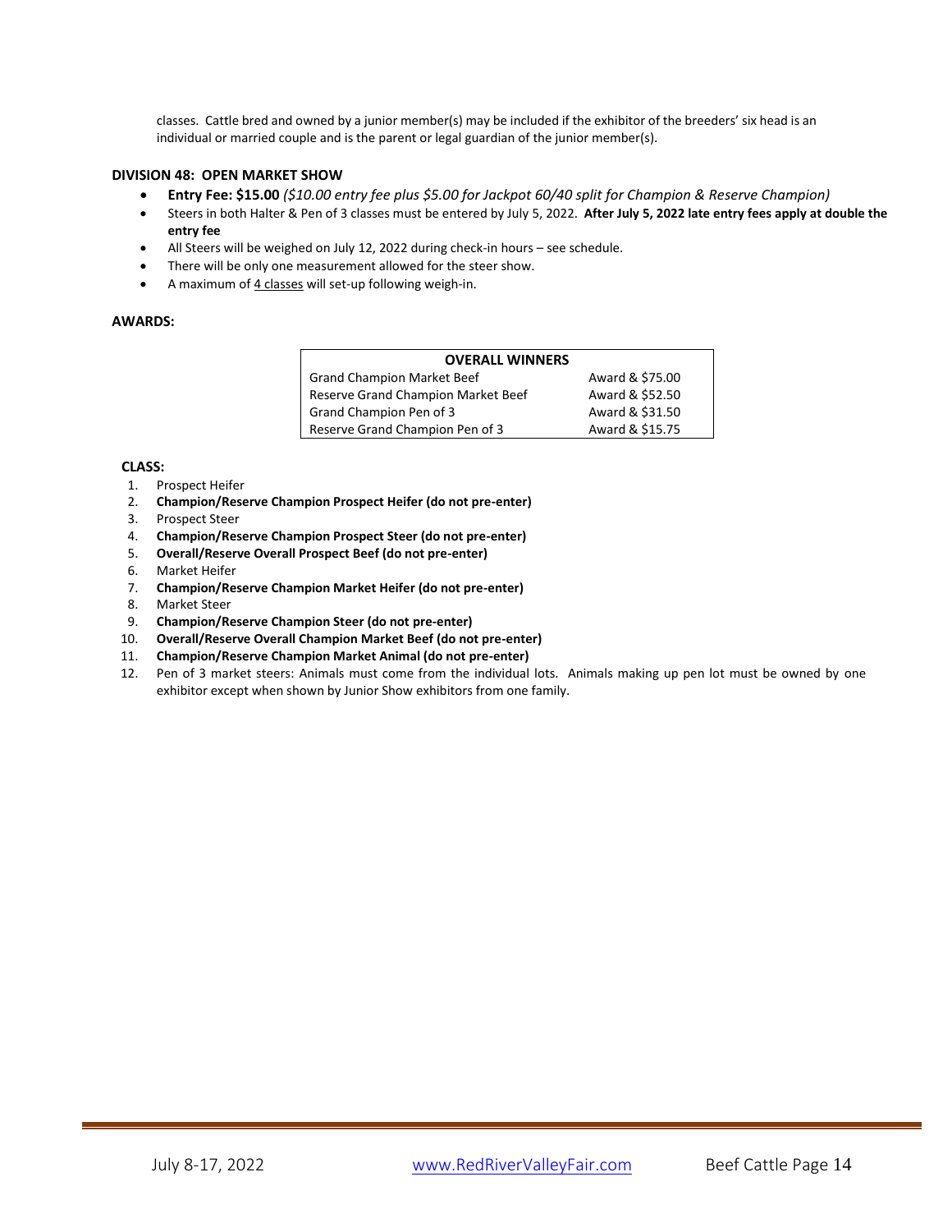classes. Cattle bred and owned by a junior member(s) may be included if the exhibitor of the breeders' six head is an individual or married couple and is the parent or legal guardian of the junior member(s).

### DIVISION 48: OPEN MARKET SHOW

- **Entry Fee: $15.00** *($10.00 entry fee plus $5.00 for Jackpot 60/40 split for Champion & Reserve Champion)*
- Steers in both Halter & Pen of 3 classes must be entered by July 5, 2022. **After July 5, 2022 late entry fees apply at double the entry fee**
- All Steers will be weighed on July 12, 2022 during check-in hours – see schedule.
- There will be only one measurement allowed for the steer show.
- A maximum of <u>4 classes</u> will set-up following weigh-in.

**AWARDS:**

| **OVERALL WINNERS** | |
|---|---|
| Grand Champion Market Beef | Award & $75.00 |
| Reserve Grand Champion Market Beef | Award & $52.50 |
| Grand Champion Pen of 3 | Award & $31.50 |
| Reserve Grand Champion Pen of 3 | Award & $15.75 |

**CLASS:**

1. Prospect Heifer
2. **Champion/Reserve Champion Prospect Heifer (do not pre-enter)**
3. Prospect Steer
4. **Champion/Reserve Champion Prospect Steer (do not pre-enter)**
5. **Overall/Reserve Overall Prospect Beef (do not pre-enter)**
6. Market Heifer
7. **Champion/Reserve Champion Market Heifer (do not pre-enter)**
8. Market Steer
9. **Champion/Reserve Champion Steer (do not pre-enter)**
10. **Overall/Reserve Overall Champion Market Beef (do not pre-enter)**
11. **Champion/Reserve Champion Market Animal (do not pre-enter)**
12. Pen of 3 market steers: Animals must come from the individual lots. Animals making up pen lot must be owned by one exhibitor except when shown by Junior Show exhibitors from one family.